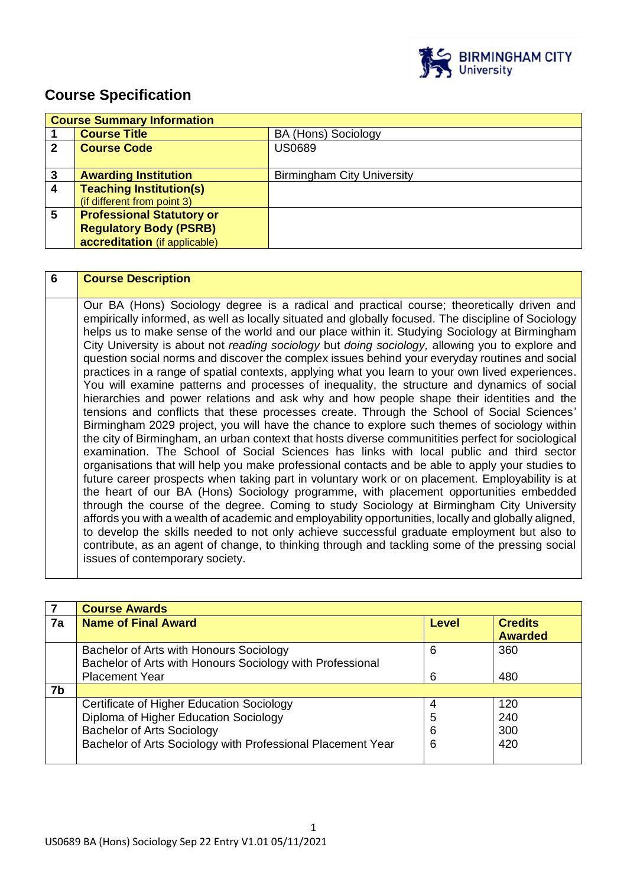# Course Specification

| Course Summary Information | | |
|---|---|---|
| 1 | **Course Title** | BA (Hons) Sociology |
| 2 | **Course Code** | US0689 |
| 3 | **Awarding Institution** | Birmingham City University |
| 4 | **Teaching Institution(s)** (if different from point 3) | |
| 5 | **Professional Statutory or Regulatory Body (PSRB) accreditation** (if applicable) | |

| 6 | Course Description |
|---|---|
| | Our BA (Hons) Sociology degree is a radical and practical course; theoretically driven and empirically informed, as well as locally situated and globally focused. The discipline of Sociology helps us to make sense of the world and our place within it. Studying Sociology at Birmingham City University is about not *reading sociology* but *doing sociology,* allowing you to explore and question social norms and discover the complex issues behind your everyday routines and social practices in a range of spatial contexts, applying what you learn to your own lived experiences. You will examine patterns and processes of inequality, the structure and dynamics of social hierarchies and power relations and ask why and how people shape their identities and the tensions and conflicts that these processes create. Through the School of Social Sciences' Birmingham 2029 project, you will have the chance to explore such themes of sociology within the city of Birmingham, an urban context that hosts diverse communitities perfect for sociological examination. The School of Social Sciences has links with local public and third sector organisations that will help you make professional contacts and be able to apply your studies to future career prospects when taking part in voluntary work or on placement. Employability is at the heart of our BA (Hons) Sociology programme, with placement opportunities embedded through the course of the degree. Coming to study Sociology at Birmingham City University affords you with a wealth of academic and employability opportunities, locally and globally aligned, to develop the skills needed to not only achieve successful graduate employment but also to contribute, as an agent of change, to thinking through and tackling some of the pressing social issues of contemporary society. |

| 7 | Course Awards | | |
|---|---|---|---|
| **7a** | **Name of Final Award** | **Level** | **Credits Awarded** |
| | Bachelor of Arts with Honours Sociology | 6 | 360 |
| | Bachelor of Arts with Honours Sociology with Professional Placement Year | 6 | 480 |
| **7b** | | | |
| | Certificate of Higher Education Sociology | 4 | 120 |
| | Diploma of Higher Education Sociology | 5 | 240 |
| | Bachelor of Arts Sociology | 6 | 300 |
| | Bachelor of Arts Sociology with Professional Placement Year | 6 | 420 |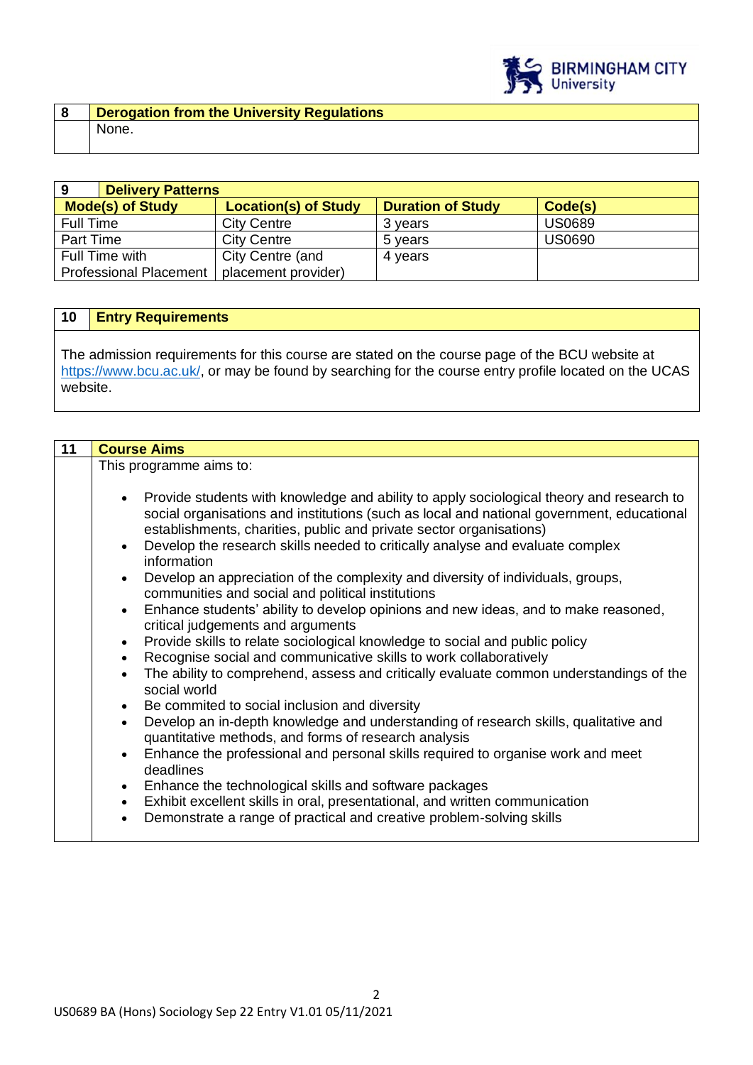## 8 Derogation from the University Regulations

None.

## 9 Delivery Patterns

| Mode(s) of Study | Location(s) of Study | Duration of Study | Code(s) |
|---|---|---|---|
| Full Time | City Centre | 3 years | US0689 |
| Part Time | City Centre | 5 years | US0690 |
| Full Time with Professional Placement | City Centre (and placement provider) | 4 years | |

## 10 Entry Requirements

The admission requirements for this course are stated on the course page of the BCU website at https://www.bcu.ac.uk/, or may be found by searching for the course entry profile located on the UCAS website.

## 11 Course Aims

This programme aims to:

- Provide students with knowledge and ability to apply sociological theory and research to social organisations and institutions (such as local and national government, educational establishments, charities, public and private sector organisations)
- Develop the research skills needed to critically analyse and evaluate complex information
- Develop an appreciation of the complexity and diversity of individuals, groups, communities and social and political institutions
- Enhance students' ability to develop opinions and new ideas, and to make reasoned, critical judgements and arguments
- Provide skills to relate sociological knowledge to social and public policy
- Recognise social and communicative skills to work collaboratively
- The ability to comprehend, assess and critically evaluate common understandings of the social world
- Be commited to social inclusion and diversity
- Develop an in-depth knowledge and understanding of research skills, qualitative and quantitative methods, and forms of research analysis
- Enhance the professional and personal skills required to organise work and meet deadlines
- Enhance the technological skills and software packages
- Exhibit excellent skills in oral, presentational, and written communication
- Demonstrate a range of practical and creative problem-solving skills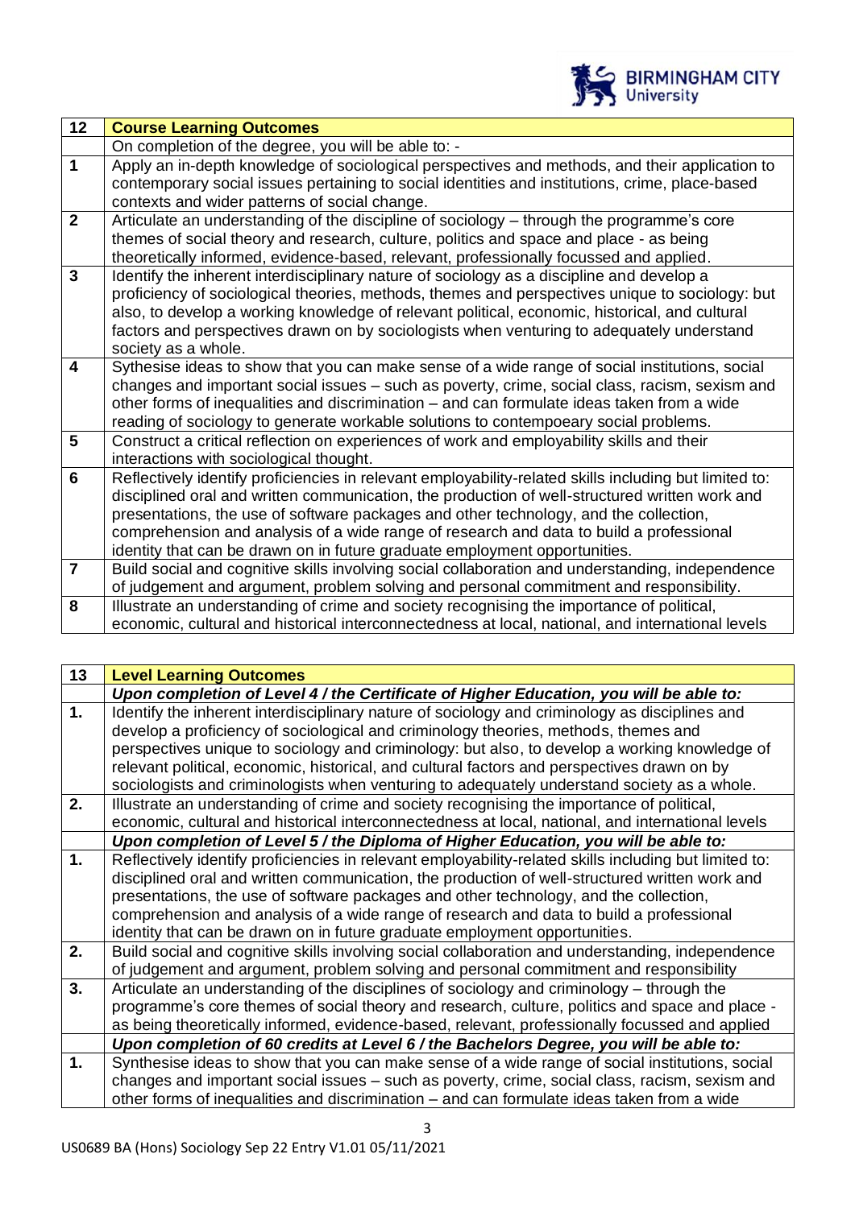| 12 | **Course Learning Outcomes** |
|---|---|
| | On completion of the degree, you will be able to: - |
| **1** | Apply an in-depth knowledge of sociological perspectives and methods, and their application to contemporary social issues pertaining to social identities and institutions, crime, place-based contexts and wider patterns of social change. |
| **2** | Articulate an understanding of the discipline of sociology – through the programme's core themes of social theory and research, culture, politics and space and place - as being theoretically informed, evidence-based, relevant, professionally focussed and applied. |
| **3** | Identify the inherent interdisciplinary nature of sociology as a discipline and develop a proficiency of sociological theories, methods, themes and perspectives unique to sociology: but also, to develop a working knowledge of relevant political, economic, historical, and cultural factors and perspectives drawn on by sociologists when venturing to adequately understand society as a whole. |
| **4** | Sythesise ideas to show that you can make sense of a wide range of social institutions, social changes and important social issues – such as poverty, crime, social class, racism, sexism and other forms of inequalities and discrimination – and can formulate ideas taken from a wide reading of sociology to generate workable solutions to contempoeary social problems. |
| **5** | Construct a critical reflection on experiences of work and employability skills and their interactions with sociological thought. |
| **6** | Reflectively identify proficiencies in relevant employability-related skills including but limited to: disciplined oral and written communication, the production of well-structured written work and presentations, the use of software packages and other technology, and the collection, comprehension and analysis of a wide range of research and data to build a professional identity that can be drawn on in future graduate employment opportunities. |
| **7** | Build social and cognitive skills involving social collaboration and understanding, independence of judgement and argument, problem solving and personal commitment and responsibility. |
| **8** | Illustrate an understanding of crime and society recognising the importance of political, economic, cultural and historical interconnectedness at local, national, and international levels |

| 13 | **Level Learning Outcomes** |
|---|---|
| | ***Upon completion of Level 4 / the Certificate of Higher Education, you will be able to:*** |
| **1.** | Identify the inherent interdisciplinary nature of sociology and criminology as disciplines and develop a proficiency of sociological and criminology theories, methods, themes and perspectives unique to sociology and criminology: but also, to develop a working knowledge of relevant political, economic, historical, and cultural factors and perspectives drawn on by sociologists and criminologists when venturing to adequately understand society as a whole. |
| **2.** | Illustrate an understanding of crime and society recognising the importance of political, economic, cultural and historical interconnectedness at local, national, and international levels |
| | ***Upon completion of Level 5 / the Diploma of Higher Education, you will be able to:*** |
| **1.** | Reflectively identify proficiencies in relevant employability-related skills including but limited to: disciplined oral and written communication, the production of well-structured written work and presentations, the use of software packages and other technology, and the collection, comprehension and analysis of a wide range of research and data to build a professional identity that can be drawn on in future graduate employment opportunities. |
| **2.** | Build social and cognitive skills involving social collaboration and understanding, independence of judgement and argument, problem solving and personal commitment and responsibility |
| **3.** | Articulate an understanding of the disciplines of sociology and criminology – through the programme's core themes of social theory and research, culture, politics and space and place - as being theoretically informed, evidence-based, relevant, professionally focussed and applied |
| | ***Upon completion of 60 credits at Level 6 / the Bachelors Degree, you will be able to:*** |
| **1.** | Synthesise ideas to show that you can make sense of a wide range of social institutions, social changes and important social issues – such as poverty, crime, social class, racism, sexism and other forms of inequalities and discrimination – and can formulate ideas taken from a wide |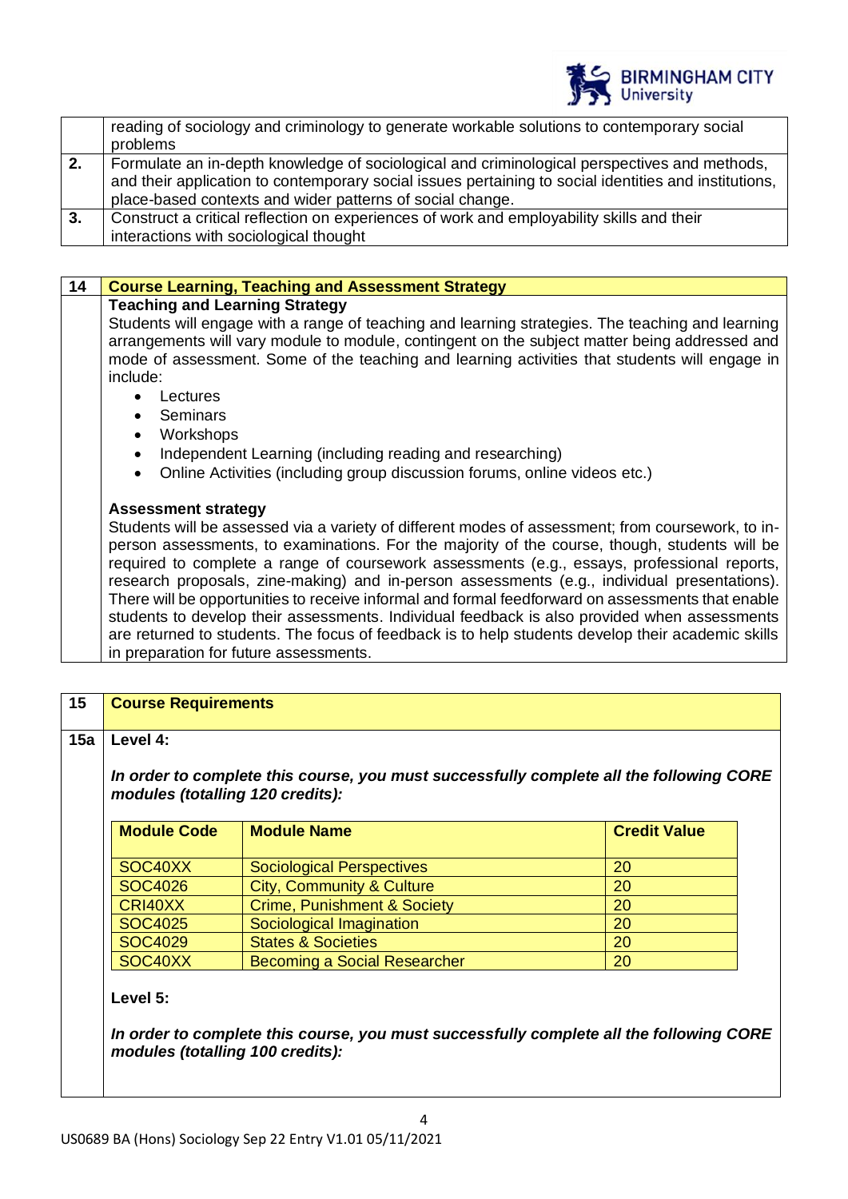| | |
|---|---|
| | reading of sociology and criminology to generate workable solutions to contemporary social problems |
| **2.** | Formulate an in-depth knowledge of sociological and criminological perspectives and methods, and their application to contemporary social issues pertaining to social identities and institutions, place-based contexts and wider patterns of social change. |
| **3.** | Construct a critical reflection on experiences of work and employability skills and their interactions with sociological thought |

## 14 Course Learning, Teaching and Assessment Strategy

**Teaching and Learning Strategy**

Students will engage with a range of teaching and learning strategies. The teaching and learning arrangements will vary module to module, contingent on the subject matter being addressed and mode of assessment. Some of the teaching and learning activities that students will engage in include:

- Lectures
- Seminars
- Workshops
- Independent Learning (including reading and researching)
- Online Activities (including group discussion forums, online videos etc.)

**Assessment strategy**

Students will be assessed via a variety of different modes of assessment; from coursework, to in-person assessments, to examinations. For the majority of the course, though, students will be required to complete a range of coursework assessments (e.g., essays, professional reports, research proposals, zine-making) and in-person assessments (e.g., individual presentations). There will be opportunities to receive informal and formal feedforward on assessments that enable students to develop their assessments. Individual feedback is also provided when assessments are returned to students. The focus of feedback is to help students develop their academic skills in preparation for future assessments.

## 15 Course Requirements

### 15a Level 4:

***In order to complete this course, you must successfully complete all the following CORE modules (totalling 120 credits):***

| Module Code | Module Name | Credit Value |
|---|---|---|
| SOC40XX | Sociological Perspectives | 20 |
| SOC4026 | City, Community & Culture | 20 |
| CRI40XX | Crime, Punishment & Society | 20 |
| SOC4025 | Sociological Imagination | 20 |
| SOC4029 | States & Societies | 20 |
| SOC40XX | Becoming a Social Researcher | 20 |

**Level 5:**

***In order to complete this course, you must successfully complete all the following CORE modules (totalling 100 credits):***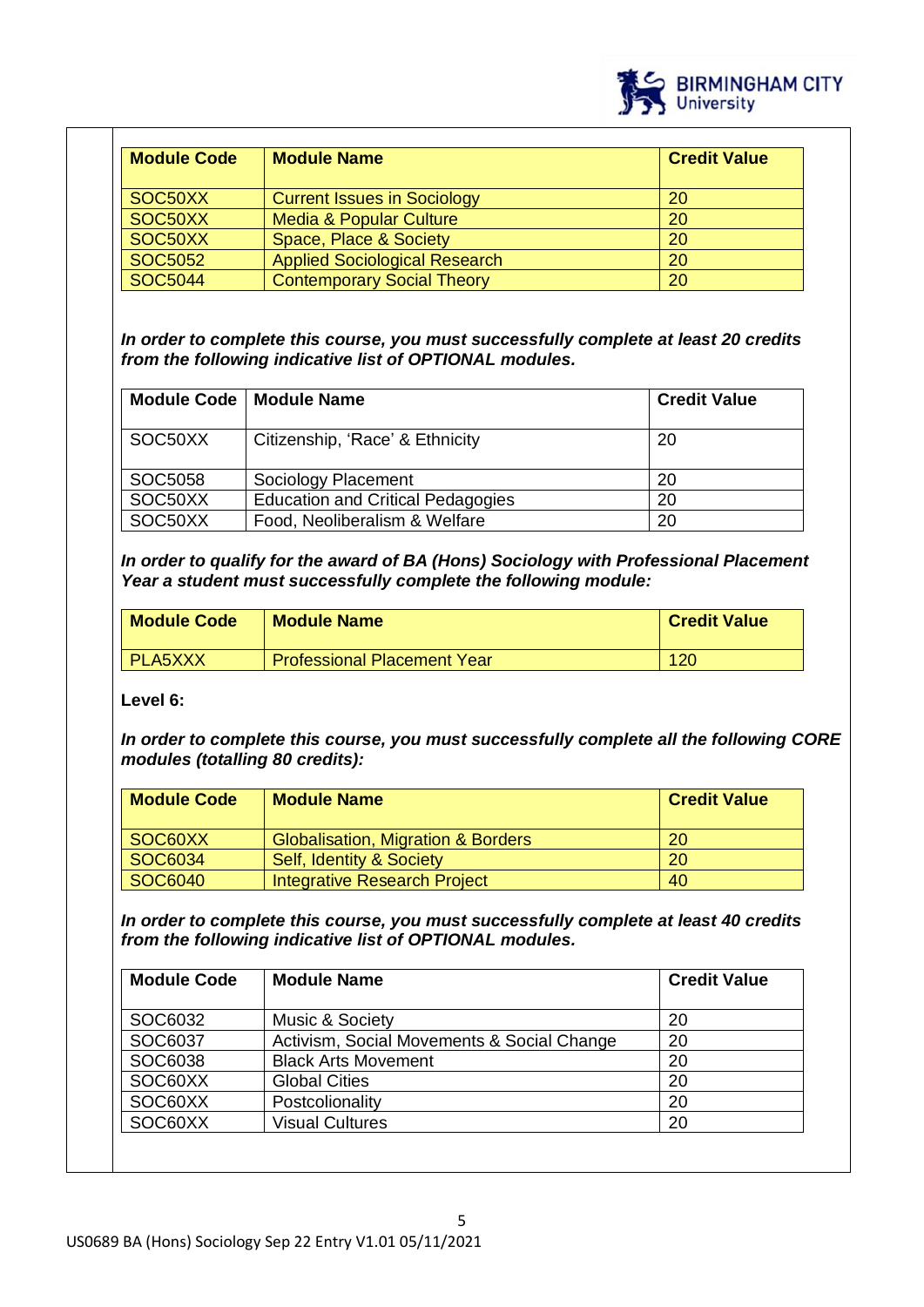| Module Code | Module Name | Credit Value |
|---|---|---|
| SOC50XX | Current Issues in Sociology | 20 |
| SOC50XX | Media & Popular Culture | 20 |
| SOC50XX | Space, Place & Society | 20 |
| SOC5052 | Applied Sociological Research | 20 |
| SOC5044 | Contemporary Social Theory | 20 |

***In order to complete this course, you must successfully complete at least 20 credits from the following indicative list of OPTIONAL modules.***

| Module Code | Module Name | Credit Value |
|---|---|---|
| SOC50XX | Citizenship, 'Race' & Ethnicity | 20 |
| SOC5058 | Sociology Placement | 20 |
| SOC50XX | Education and Critical Pedagogies | 20 |
| SOC50XX | Food, Neoliberalism & Welfare | 20 |

***In order to qualify for the award of BA (Hons) Sociology with Professional Placement Year a student must successfully complete the following module:***

| Module Code | Module Name | Credit Value |
|---|---|---|
| PLA5XXX | Professional Placement Year | 120 |

**Level 6:**

***In order to complete this course, you must successfully complete all the following CORE modules (totalling 80 credits):***

| Module Code | Module Name | Credit Value |
|---|---|---|
| SOC60XX | Globalisation, Migration & Borders | 20 |
| SOC6034 | Self, Identity & Society | 20 |
| SOC6040 | Integrative Research Project | 40 |

***In order to complete this course, you must successfully complete at least 40 credits from the following indicative list of OPTIONAL modules.***

| Module Code | Module Name | Credit Value |
|---|---|---|
| SOC6032 | Music & Society | 20 |
| SOC6037 | Activism, Social Movements & Social Change | 20 |
| SOC6038 | Black Arts Movement | 20 |
| SOC60XX | Global Cities | 20 |
| SOC60XX | Postcolionality | 20 |
| SOC60XX | Visual Cultures | 20 |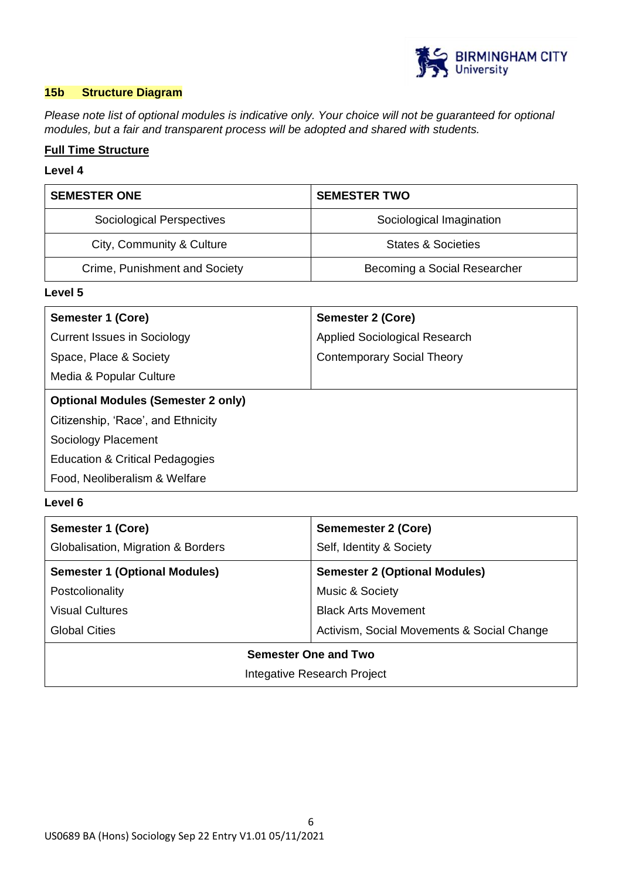## 15b Structure Diagram

*Please note list of optional modules is indicative only. Your choice will not be guaranteed for optional modules, but a fair and transparent process will be adopted and shared with students.*

**Full Time Structure**

**Level 4**

| SEMESTER ONE | SEMESTER TWO |
|---|---|
| Sociological Perspectives | Sociological Imagination |
| City, Community & Culture | States & Societies |
| Crime, Punishment and Society | Becoming a Social Researcher |

**Level 5**

| Semester 1 (Core) | Semester 2 (Core) |
|---|---|
| Current Issues in Sociology | Applied Sociological Research |
| Space, Place & Society | Contemporary Social Theory |
| Media & Popular Culture | |
| **Optional Modules (Semester 2 only)** | |
| Citizenship, 'Race', and Ethnicity | |
| Sociology Placement | |
| Education & Critical Pedagogies | |
| Food, Neoliberalism & Welfare | |

**Level 6**

| Semester 1 (Core) | Sememester 2 (Core) |
|---|---|
| Globalisation, Migration & Borders | Self, Identity & Society |
| **Semester 1 (Optional Modules)** | **Semester 2 (Optional Modules)** |
| Postcolonality | Music & Society |
| Visual Cultures | Black Arts Movement |
| Global Cities | Activism, Social Movements & Social Change |
| **Semester One and Two** | |
| Integative Research Project | |

US0689 BA (Hons) Sociology Sep 22 Entry V1.01 05/11/2021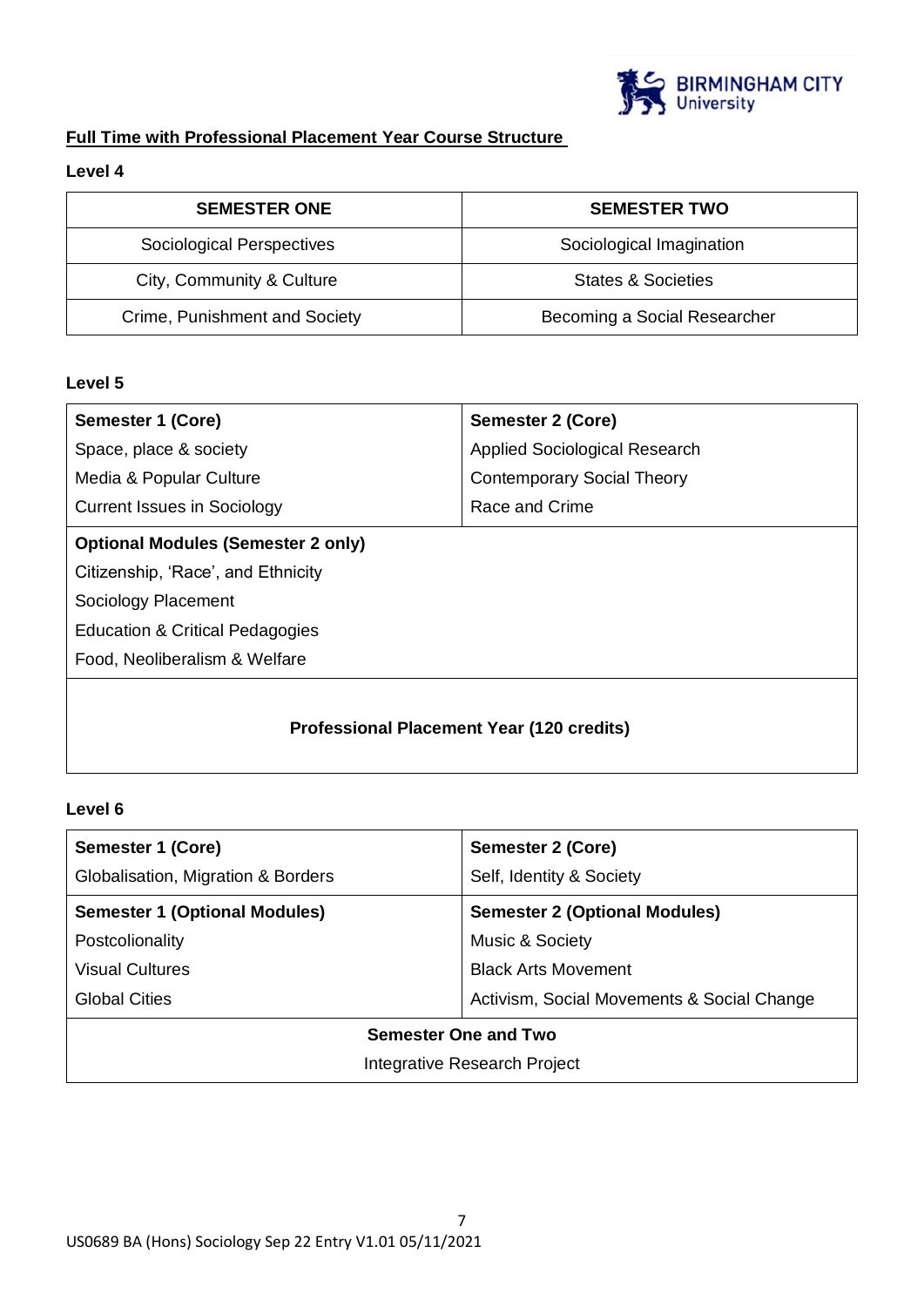## Full Time with Professional Placement Year Course Structure

### Level 4

| SEMESTER ONE | SEMESTER TWO |
|---|---|
| Sociological Perspectives | Sociological Imagination |
| City, Community & Culture | States & Societies |
| Crime, Punishment and Society | Becoming a Social Researcher |

### Level 5

| Semester 1 (Core) | Semester 2 (Core) |
|---|---|
| Space, place & society | Applied Sociological Research |
| Media & Popular Culture | Contemporary Social Theory |
| Current Issues in Sociology | Race and Crime |
| **Optional Modules (Semester 2 only)** | |
| Citizenship, 'Race', and Ethnicity | |
| Sociology Placement | |
| Education & Critical Pedagogies | |
| Food, Neoliberalism & Welfare | |
| **Professional Placement Year (120 credits)** | |

### Level 6

| Semester 1 (Core) | Semester 2 (Core) |
|---|---|
| Globalisation, Migration & Borders | Self, Identity & Society |
| **Semester 1 (Optional Modules)** | **Semester 2 (Optional Modules)** |
| Postcolionality | Music & Society |
| Visual Cultures | Black Arts Movement |
| Global Cities | Activism, Social Movements & Social Change |
| **Semester One and Two** | |
| Integrative Research Project | |

US0689 BA (Hons) Sociology Sep 22 Entry V1.01 05/11/2021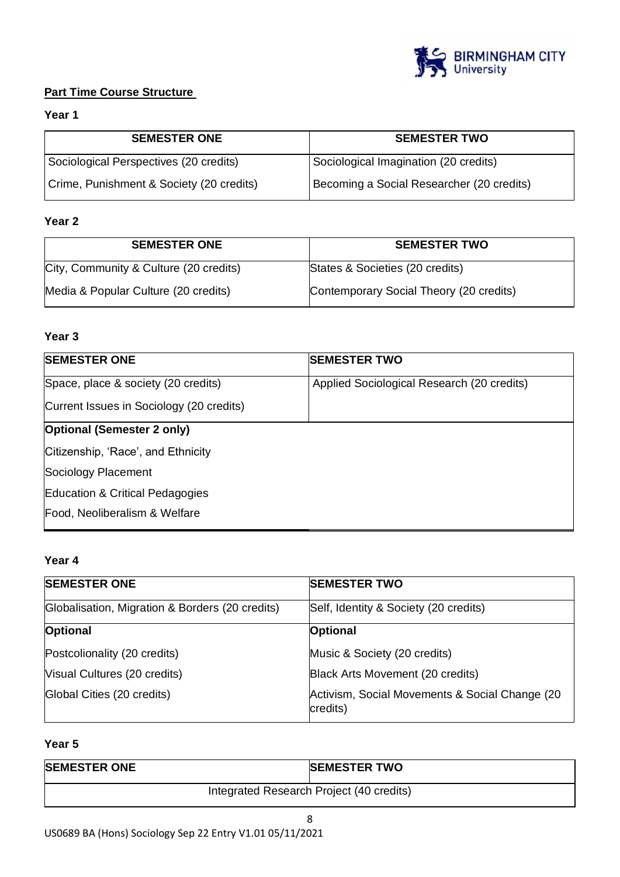## **Part Time Course Structure**

### Year 1

| SEMESTER ONE | SEMESTER TWO |
|---|---|
| Sociological Perspectives (20 credits)<br>Crime, Punishment & Society (20 credits) | Sociological Imagination (20 credits)<br>Becoming a Social Researcher (20 credits) |

### Year 2

| SEMESTER ONE | SEMESTER TWO |
|---|---|
| City, Community & Culture (20 credits)<br>Media & Popular Culture (20 credits) | States & Societies (20 credits)<br>Contemporary Social Theory (20 credits) |

### Year 3

| SEMESTER ONE | SEMESTER TWO |
|---|---|
| Space, place & society (20 credits)<br>Current Issues in Sociology (20 credits) | Applied Sociological Research (20 credits) |
| **Optional (Semester 2 only)**<br>Citizenship, 'Race', and Ethnicity<br>Sociology Placement<br>Education & Critical Pedagogies<br>Food, Neoliberalism & Welfare | |

### Year 4

| SEMESTER ONE | SEMESTER TWO |
|---|---|
| Globalisation, Migration & Borders (20 credits) | Self, Identity & Society (20 credits) |
| **Optional** | **Optional** |
| Postcolionality (20 credits)<br>Visual Cultures (20 credits)<br>Global Cities (20 credits) | Music & Society (20 credits)<br>Black Arts Movement (20 credits)<br>Activism, Social Movements & Social Change (20 credits) |

### Year 5

| SEMESTER ONE | SEMESTER TWO |
|---|---|
| Integrated Research Project (40 credits) | |

US0689 BA (Hons) Sociology Sep 22 Entry V1.01 05/11/2021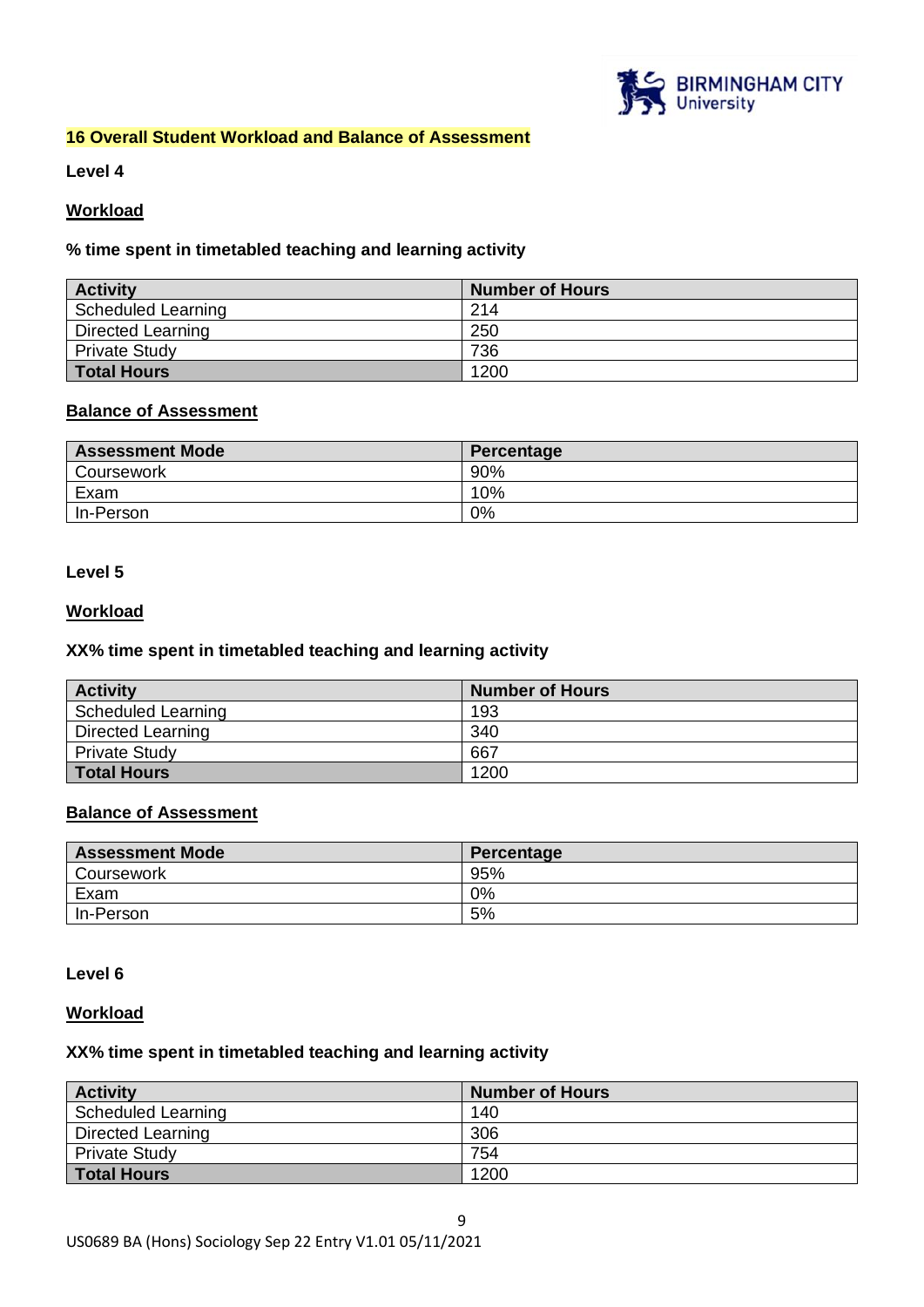## 16 Overall Student Workload and Balance of Assessment

**Level 4**

**Workload**

**% time spent in timetabled teaching and learning activity**

| Activity | Number of Hours |
|---|---|
| Scheduled Learning | 214 |
| Directed Learning | 250 |
| Private Study | 736 |
| **Total Hours** | 1200 |

**Balance of Assessment**

| Assessment Mode | Percentage |
|---|---|
| Coursework | 90% |
| Exam | 10% |
| In-Person | 0% |

**Level 5**

**Workload**

**XX% time spent in timetabled teaching and learning activity**

| Activity | Number of Hours |
|---|---|
| Scheduled Learning | 193 |
| Directed Learning | 340 |
| Private Study | 667 |
| **Total Hours** | 1200 |

**Balance of Assessment**

| Assessment Mode | Percentage |
|---|---|
| Coursework | 95% |
| Exam | 0% |
| In-Person | 5% |

**Level 6**

**Workload**

**XX% time spent in timetabled teaching and learning activity**

| Activity | Number of Hours |
|---|---|
| Scheduled Learning | 140 |
| Directed Learning | 306 |
| Private Study | 754 |
| **Total Hours** | 1200 |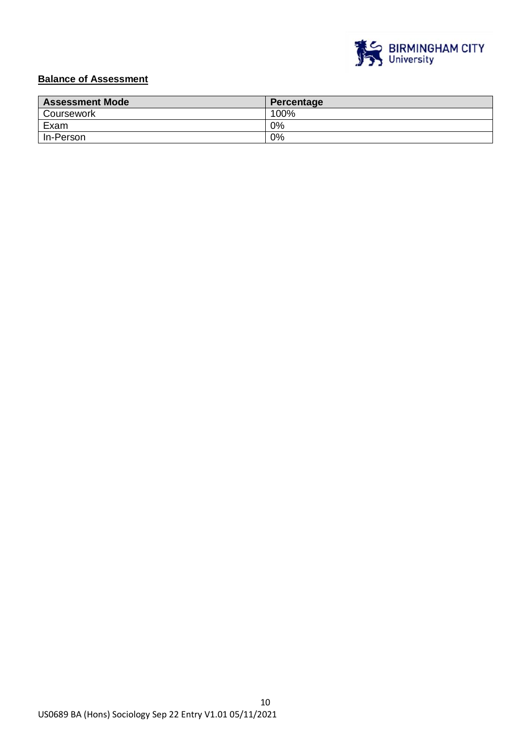**Balance of Assessment**

| Assessment Mode | Percentage |
| --- | --- |
| Coursework | 100% |
| Exam | 0% |
| In-Person | 0% |